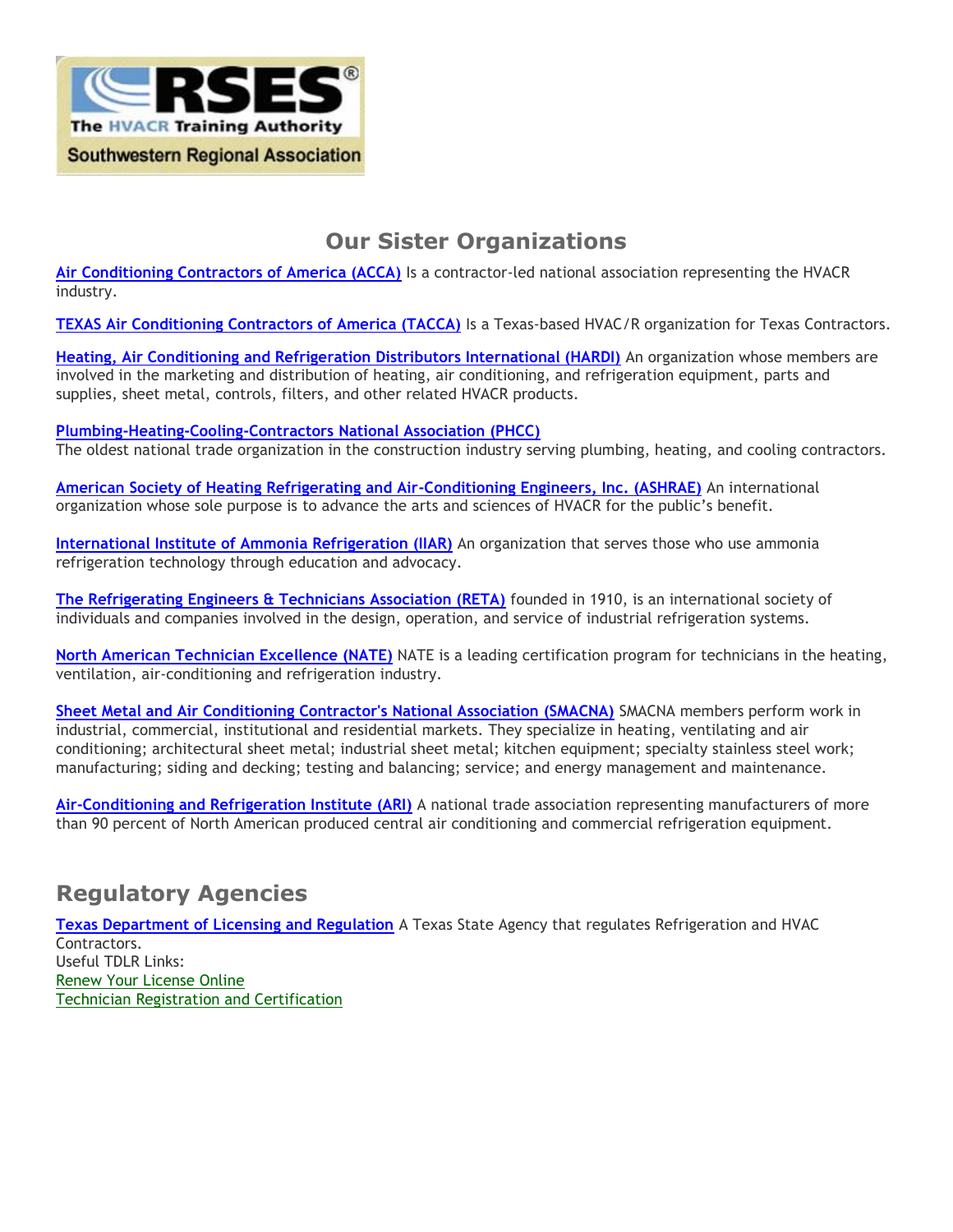RSES® The HVACR Training Authority

Southwestern Regional Association

## Our Sister Organizations

**Air Conditioning Contractors of America (ACCA)** Is a contractor-led national association representing the HVACR industry.

**TEXAS Air Conditioning Contractors of America (TACCA)** Is a Texas-based HVAC/R organization for Texas Contractors.

**Heating, Air Conditioning and Refrigeration Distributors International (HARDI)** An organization whose members are involved in the marketing and distribution of heating, air conditioning, and refrigeration equipment, parts and supplies, sheet metal, controls, filters, and other related HVACR products.

**Plumbing-Heating-Cooling-Contractors National Association (PHCC)**
The oldest national trade organization in the construction industry serving plumbing, heating, and cooling contractors.

**American Society of Heating Refrigerating and Air-Conditioning Engineers, Inc. (ASHRAE)** An international organization whose sole purpose is to advance the arts and sciences of HVACR for the public's benefit.

**International Institute of Ammonia Refrigeration (IIAR)** An organization that serves those who use ammonia refrigeration technology through education and advocacy.

**The Refrigerating Engineers & Technicians Association (RETA)** founded in 1910, is an international society of individuals and companies involved in the design, operation, and service of industrial refrigeration systems.

**North American Technician Excellence (NATE)** NATE is a leading certification program for technicians in the heating, ventilation, air-conditioning and refrigeration industry.

**Sheet Metal and Air Conditioning Contractor's National Association (SMACNA)** SMACNA members perform work in industrial, commercial, institutional and residential markets. They specialize in heating, ventilating and air conditioning; architectural sheet metal; industrial sheet metal; kitchen equipment; specialty stainless steel work; manufacturing; siding and decking; testing and balancing; service; and energy management and maintenance.

**Air-Conditioning and Refrigeration Institute (ARI)** A national trade association representing manufacturers of more than 90 percent of North American produced central air conditioning and commercial refrigeration equipment.

## Regulatory Agencies

**Texas Department of Licensing and Regulation** A Texas State Agency that regulates Refrigeration and HVAC Contractors.
Useful TDLR Links:
Renew Your License Online
Technician Registration and Certification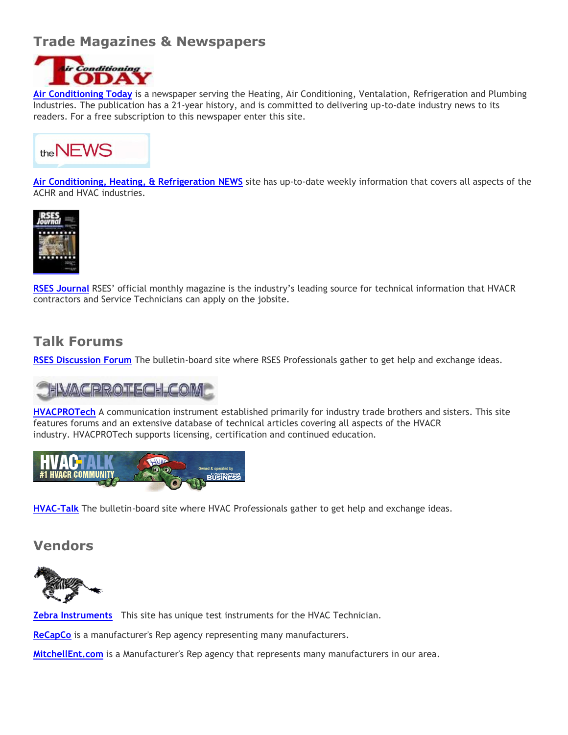## Trade Magazines & Newspapers

Air Conditioning Today is a newspaper serving the Heating, Air Conditioning, Ventalation, Refrigeration and Plumbing Industries. The publication has a 21-year history, and is committed to delivering up-to-date industry news to its readers. For a free subscription to this newspaper enter this site.

Air Conditioning, Heating, & Refrigeration NEWS site has up-to-date weekly information that covers all aspects of the ACHR and HVAC industries.

RSES Journal RSES' official monthly magazine is the industry's leading source for technical information that HVACR contractors and Service Technicians can apply on the jobsite.

## Talk Forums

RSES Discussion Forum The bulletin-board site where RSES Professionals gather to get help and exchange ideas.

HVACPROTech A communication instrument established primarily for industry trade brothers and sisters. This site features forums and an extensive database of technical articles covering all aspects of the HVACR industry. HVACPROTech supports licensing, certification and continued education.

HVAC-Talk The bulletin-board site where HVAC Professionals gather to get help and exchange ideas.

## Vendors

Zebra Instruments This site has unique test instruments for the HVAC Technician.

ReCapCo is a manufacturer's Rep agency representing many manufacturers.

MitchellEnt.com is a Manufacturer's Rep agency that represents many manufacturers in our area.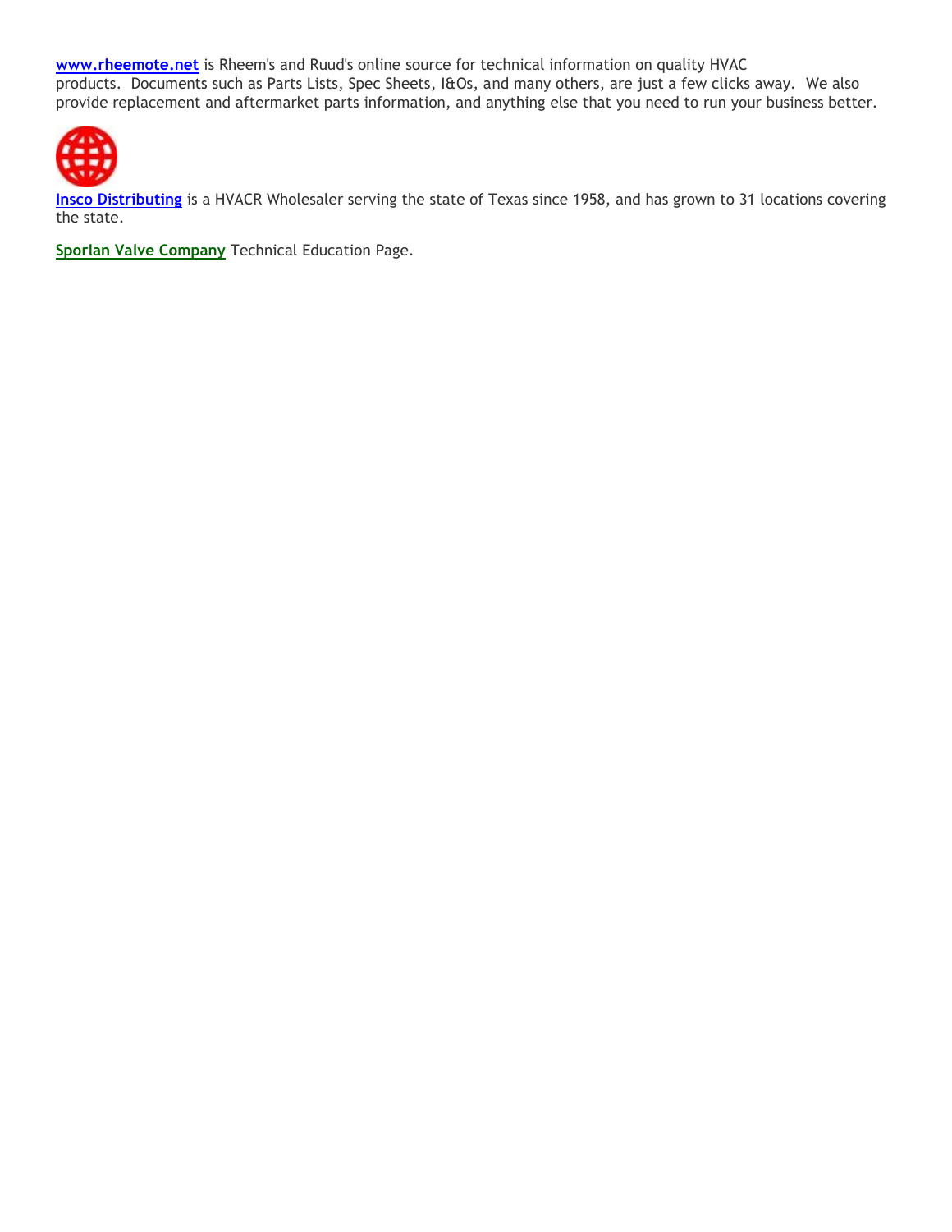**www.rheemote.net** is Rheem's and Ruud's online source for technical information on quality HVAC products. Documents such as Parts Lists, Spec Sheets, I&Os, and many others, are just a few clicks away. We also provide replacement and aftermarket parts information, and anything else that you need to run your business better.

**Insco Distributing** is a HVACR Wholesaler serving the state of Texas since 1958, and has grown to 31 locations covering the state.

**Sporlan Valve Company** Technical Education Page.